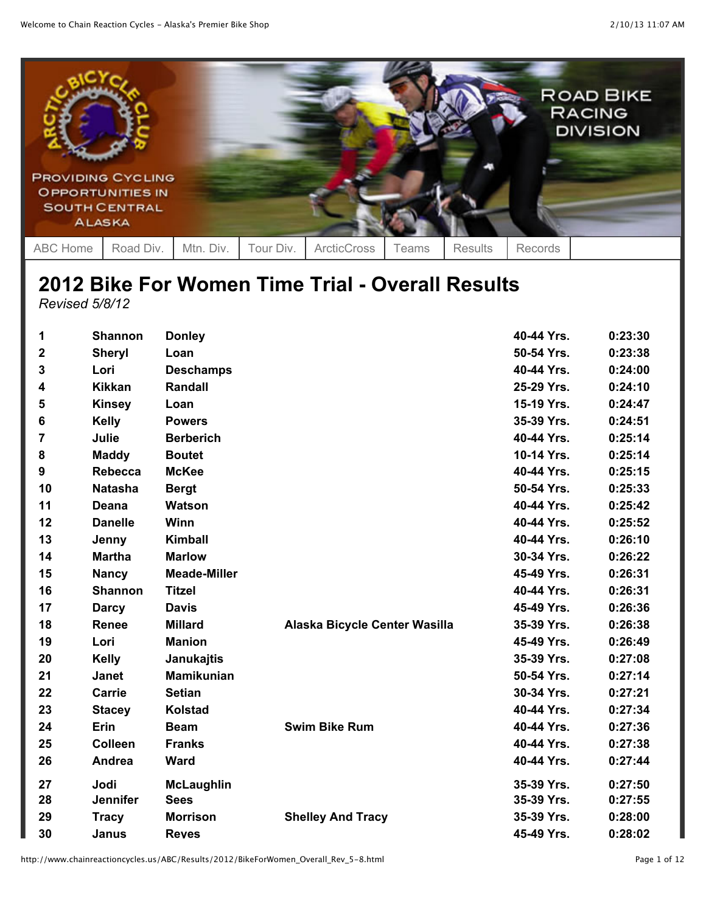ABC Home | Road Div. | Mtn. Div. | Tour Div. | ArcticCross | Teams | Results | Records

# 2012 Bike For Women Time Trial - Overall Results

*Revised 5/8/12*

| | | | | | |
|---|---|---|---|---|---|
| 1 | Shannon | Donley | | 40-44 Yrs. | 0:23:30 |
| 2 | Sheryl | Loan | | 50-54 Yrs. | 0:23:38 |
| 3 | Lori | Deschamps | | 40-44 Yrs. | 0:24:00 |
| 4 | Kikkan | Randall | | 25-29 Yrs. | 0:24:10 |
| 5 | Kinsey | Loan | | 15-19 Yrs. | 0:24:47 |
| 6 | Kelly | Powers | | 35-39 Yrs. | 0:24:51 |
| 7 | Julie | Berberich | | 40-44 Yrs. | 0:25:14 |
| 8 | Maddy | Boutet | | 10-14 Yrs. | 0:25:14 |
| 9 | Rebecca | McKee | | 40-44 Yrs. | 0:25:15 |
| 10 | Natasha | Bergt | | 50-54 Yrs. | 0:25:33 |
| 11 | Deana | Watson | | 40-44 Yrs. | 0:25:42 |
| 12 | Danelle | Winn | | 40-44 Yrs. | 0:25:52 |
| 13 | Jenny | Kimball | | 40-44 Yrs. | 0:26:10 |
| 14 | Martha | Marlow | | 30-34 Yrs. | 0:26:22 |
| 15 | Nancy | Meade-Miller | | 45-49 Yrs. | 0:26:31 |
| 16 | Shannon | Titzel | | 40-44 Yrs. | 0:26:31 |
| 17 | Darcy | Davis | | 45-49 Yrs. | 0:26:36 |
| 18 | Renee | Millard | Alaska Bicycle Center Wasilla | 35-39 Yrs. | 0:26:38 |
| 19 | Lori | Manion | | 45-49 Yrs. | 0:26:49 |
| 20 | Kelly | Janukajtis | | 35-39 Yrs. | 0:27:08 |
| 21 | Janet | Mamikunian | | 50-54 Yrs. | 0:27:14 |
| 22 | Carrie | Setian | | 30-34 Yrs. | 0:27:21 |
| 23 | Stacey | Kolstad | | 40-44 Yrs. | 0:27:34 |
| 24 | Erin | Beam | Swim Bike Rum | 40-44 Yrs. | 0:27:36 |
| 25 | Colleen | Franks | | 40-44 Yrs. | 0:27:38 |
| 26 | Andrea | Ward | | 40-44 Yrs. | 0:27:44 |
| 27 | Jodi | McLaughlin | | 35-39 Yrs. | 0:27:50 |
| 28 | Jennifer | Sees | | 35-39 Yrs. | 0:27:55 |
| 29 | Tracy | Morrison | Shelley And Tracy | 35-39 Yrs. | 0:28:00 |
| 30 | Janus | Reyes | | 45-49 Yrs. | 0:28:02 |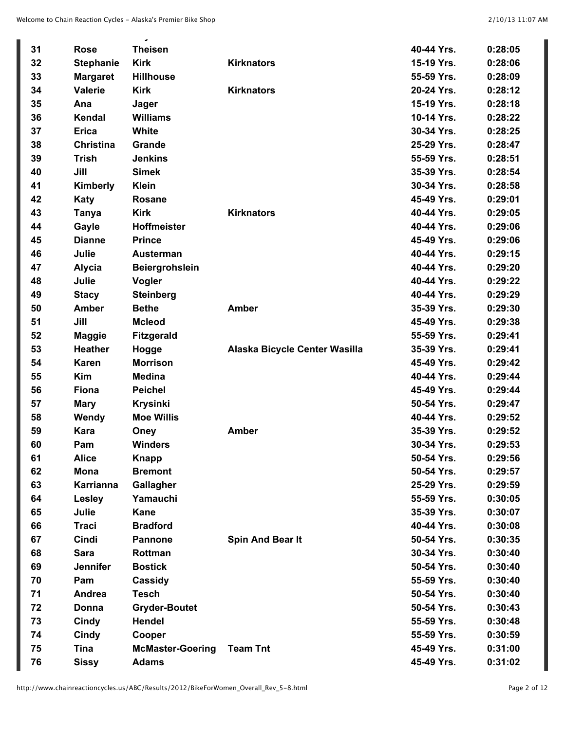| 31 | Rose | Theisen | | 40-44 Yrs. | 0:28:05 |
|---|---|---|---|---|---|
| 32 | Stephanie | Kirk | Kirknators | 15-19 Yrs. | 0:28:06 |
| 33 | Margaret | Hillhouse | | 55-59 Yrs. | 0:28:09 |
| 34 | Valerie | Kirk | Kirknators | 20-24 Yrs. | 0:28:12 |
| 35 | Ana | Jager | | 15-19 Yrs. | 0:28:18 |
| 36 | Kendal | Williams | | 10-14 Yrs. | 0:28:22 |
| 37 | Erica | White | | 30-34 Yrs. | 0:28:25 |
| 38 | Christina | Grande | | 25-29 Yrs. | 0:28:47 |
| 39 | Trish | Jenkins | | 55-59 Yrs. | 0:28:51 |
| 40 | Jill | Simek | | 35-39 Yrs. | 0:28:54 |
| 41 | Kimberly | Klein | | 30-34 Yrs. | 0:28:58 |
| 42 | Katy | Rosane | | 45-49 Yrs. | 0:29:01 |
| 43 | Tanya | Kirk | Kirknators | 40-44 Yrs. | 0:29:05 |
| 44 | Gayle | Hoffmeister | | 40-44 Yrs. | 0:29:06 |
| 45 | Dianne | Prince | | 45-49 Yrs. | 0:29:06 |
| 46 | Julie | Austerman | | 40-44 Yrs. | 0:29:15 |
| 47 | Alycia | Beiergrohslein | | 40-44 Yrs. | 0:29:20 |
| 48 | Julie | Vogler | | 40-44 Yrs. | 0:29:22 |
| 49 | Stacy | Steinberg | | 40-44 Yrs. | 0:29:29 |
| 50 | Amber | Bethe | Amber | 35-39 Yrs. | 0:29:30 |
| 51 | Jill | Mcleod | | 45-49 Yrs. | 0:29:38 |
| 52 | Maggie | Fitzgerald | | 55-59 Yrs. | 0:29:41 |
| 53 | Heather | Hogge | Alaska Bicycle Center Wasilla | 35-39 Yrs. | 0:29:41 |
| 54 | Karen | Morrison | | 45-49 Yrs. | 0:29:42 |
| 55 | Kim | Medina | | 40-44 Yrs. | 0:29:44 |
| 56 | Fiona | Peichel | | 45-49 Yrs. | 0:29:44 |
| 57 | Mary | Krysinki | | 50-54 Yrs. | 0:29:47 |
| 58 | Wendy | Moe Willis | | 40-44 Yrs. | 0:29:52 |
| 59 | Kara | Oney | Amber | 35-39 Yrs. | 0:29:52 |
| 60 | Pam | Winders | | 30-34 Yrs. | 0:29:53 |
| 61 | Alice | Knapp | | 50-54 Yrs. | 0:29:56 |
| 62 | Mona | Bremont | | 50-54 Yrs. | 0:29:57 |
| 63 | Karrianna | Gallagher | | 25-29 Yrs. | 0:29:59 |
| 64 | Lesley | Yamauchi | | 55-59 Yrs. | 0:30:05 |
| 65 | Julie | Kane | | 35-39 Yrs. | 0:30:07 |
| 66 | Traci | Bradford | | 40-44 Yrs. | 0:30:08 |
| 67 | Cindi | Pannone | Spin And Bear It | 50-54 Yrs. | 0:30:35 |
| 68 | Sara | Rottman | | 30-34 Yrs. | 0:30:40 |
| 69 | Jennifer | Bostick | | 50-54 Yrs. | 0:30:40 |
| 70 | Pam | Cassidy | | 55-59 Yrs. | 0:30:40 |
| 71 | Andrea | Tesch | | 50-54 Yrs. | 0:30:40 |
| 72 | Donna | Gryder-Boutet | | 50-54 Yrs. | 0:30:43 |
| 73 | Cindy | Hendel | | 55-59 Yrs. | 0:30:48 |
| 74 | Cindy | Cooper | | 55-59 Yrs. | 0:30:59 |
| 75 | Tina | McMaster-Goering | Team Tnt | 45-49 Yrs. | 0:31:00 |
| 76 | Sissy | Adams | | 45-49 Yrs. | 0:31:02 |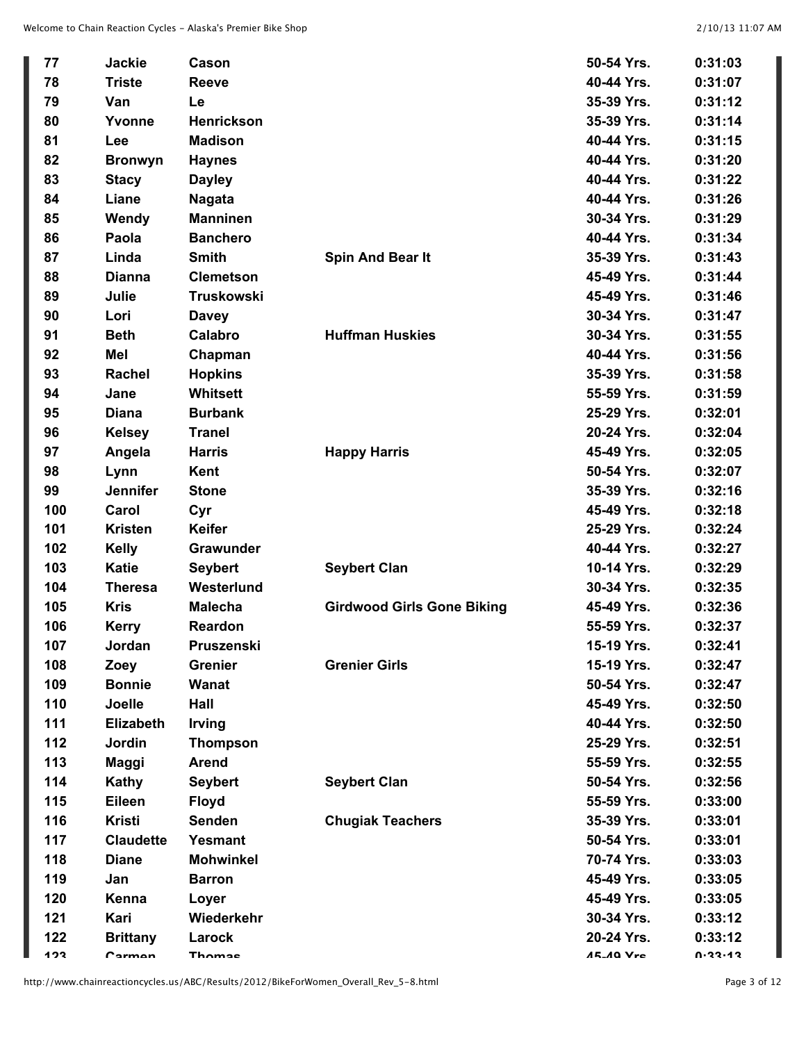| | | | | | |
|---|---|---|---|---|---|
| **77** | **Jackie** | **Cason** | | **50-54 Yrs.** | **0:31:03** |
| **78** | **Triste** | **Reeve** | | **40-44 Yrs.** | **0:31:07** |
| **79** | **Van** | **Le** | | **35-39 Yrs.** | **0:31:12** |
| **80** | **Yvonne** | **Henrickson** | | **35-39 Yrs.** | **0:31:14** |
| **81** | **Lee** | **Madison** | | **40-44 Yrs.** | **0:31:15** |
| **82** | **Bronwyn** | **Haynes** | | **40-44 Yrs.** | **0:31:20** |
| **83** | **Stacy** | **Dayley** | | **40-44 Yrs.** | **0:31:22** |
| **84** | **Liane** | **Nagata** | | **40-44 Yrs.** | **0:31:26** |
| **85** | **Wendy** | **Manninen** | | **30-34 Yrs.** | **0:31:29** |
| **86** | **Paola** | **Banchero** | | **40-44 Yrs.** | **0:31:34** |
| **87** | **Linda** | **Smith** | **Spin And Bear It** | **35-39 Yrs.** | **0:31:43** |
| **88** | **Dianna** | **Clemetson** | | **45-49 Yrs.** | **0:31:44** |
| **89** | **Julie** | **Truskowski** | | **45-49 Yrs.** | **0:31:46** |
| **90** | **Lori** | **Davey** | | **30-34 Yrs.** | **0:31:47** |
| **91** | **Beth** | **Calabro** | **Huffman Huskies** | **30-34 Yrs.** | **0:31:55** |
| **92** | **Mel** | **Chapman** | | **40-44 Yrs.** | **0:31:56** |
| **93** | **Rachel** | **Hopkins** | | **35-39 Yrs.** | **0:31:58** |
| **94** | **Jane** | **Whitsett** | | **55-59 Yrs.** | **0:31:59** |
| **95** | **Diana** | **Burbank** | | **25-29 Yrs.** | **0:32:01** |
| **96** | **Kelsey** | **Tranel** | | **20-24 Yrs.** | **0:32:04** |
| **97** | **Angela** | **Harris** | **Happy Harris** | **45-49 Yrs.** | **0:32:05** |
| **98** | **Lynn** | **Kent** | | **50-54 Yrs.** | **0:32:07** |
| **99** | **Jennifer** | **Stone** | | **35-39 Yrs.** | **0:32:16** |
| **100** | **Carol** | **Cyr** | | **45-49 Yrs.** | **0:32:18** |
| **101** | **Kristen** | **Keifer** | | **25-29 Yrs.** | **0:32:24** |
| **102** | **Kelly** | **Grawunder** | | **40-44 Yrs.** | **0:32:27** |
| **103** | **Katie** | **Seybert** | **Seybert Clan** | **10-14 Yrs.** | **0:32:29** |
| **104** | **Theresa** | **Westerlund** | | **30-34 Yrs.** | **0:32:35** |
| **105** | **Kris** | **Malecha** | **Girdwood Girls Gone Biking** | **45-49 Yrs.** | **0:32:36** |
| **106** | **Kerry** | **Reardon** | | **55-59 Yrs.** | **0:32:37** |
| **107** | **Jordan** | **Pruszenski** | | **15-19 Yrs.** | **0:32:41** |
| **108** | **Zoey** | **Grenier** | **Grenier Girls** | **15-19 Yrs.** | **0:32:47** |
| **109** | **Bonnie** | **Wanat** | | **50-54 Yrs.** | **0:32:47** |
| **110** | **Joelle** | **Hall** | | **45-49 Yrs.** | **0:32:50** |
| **111** | **Elizabeth** | **Irving** | | **40-44 Yrs.** | **0:32:50** |
| **112** | **Jordin** | **Thompson** | | **25-29 Yrs.** | **0:32:51** |
| **113** | **Maggi** | **Arend** | | **55-59 Yrs.** | **0:32:55** |
| **114** | **Kathy** | **Seybert** | **Seybert Clan** | **50-54 Yrs.** | **0:32:56** |
| **115** | **Eileen** | **Floyd** | | **55-59 Yrs.** | **0:33:00** |
| **116** | **Kristi** | **Senden** | **Chugiak Teachers** | **35-39 Yrs.** | **0:33:01** |
| **117** | **Claudette** | **Yesmant** | | **50-54 Yrs.** | **0:33:01** |
| **118** | **Diane** | **Mohwinkel** | | **70-74 Yrs.** | **0:33:03** |
| **119** | **Jan** | **Barron** | | **45-49 Yrs.** | **0:33:05** |
| **120** | **Kenna** | **Loyer** | | **45-49 Yrs.** | **0:33:05** |
| **121** | **Kari** | **Wiederkehr** | | **30-34 Yrs.** | **0:33:12** |
| **122** | **Brittany** | **Larock** | | **20-24 Yrs.** | **0:33:12** |
| **123** | **Carmen** | **Thomas** | | **45-49 Yrs.** | **0:33:13** |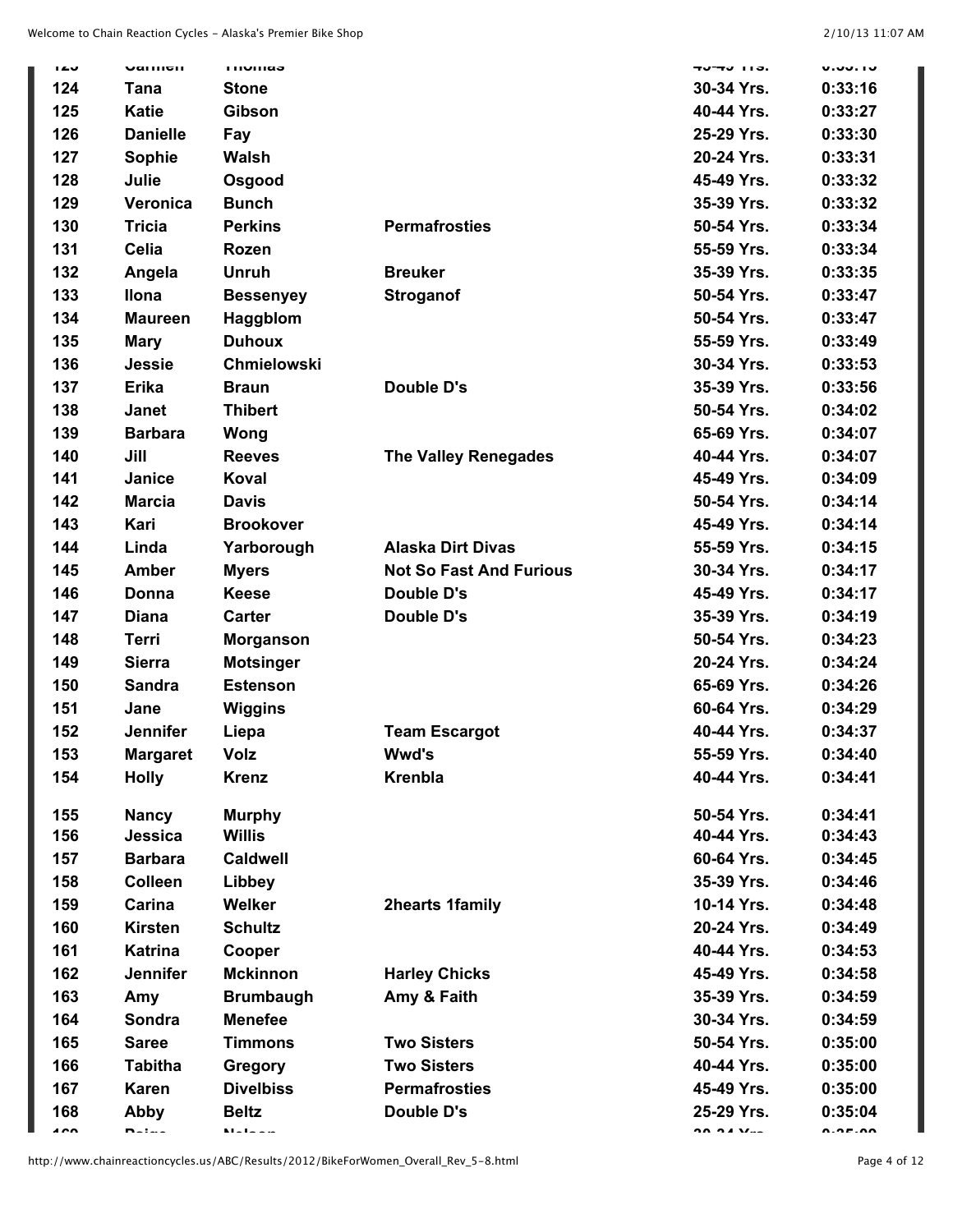| | | | | | |
|---|---|---|---|---|---|
| 124 | Tana | Stone | | 30-34 Yrs. | 0:33:16 |
| 125 | Katie | Gibson | | 40-44 Yrs. | 0:33:27 |
| 126 | Danielle | Fay | | 25-29 Yrs. | 0:33:30 |
| 127 | Sophie | Walsh | | 20-24 Yrs. | 0:33:31 |
| 128 | Julie | Osgood | | 45-49 Yrs. | 0:33:32 |
| 129 | Veronica | Bunch | | 35-39 Yrs. | 0:33:32 |
| 130 | Tricia | Perkins | Permafrosties | 50-54 Yrs. | 0:33:34 |
| 131 | Celia | Rozen | | 55-59 Yrs. | 0:33:34 |
| 132 | Angela | Unruh | Breuker | 35-39 Yrs. | 0:33:35 |
| 133 | Ilona | Bessenyey | Stroganof | 50-54 Yrs. | 0:33:47 |
| 134 | Maureen | Haggblom | | 50-54 Yrs. | 0:33:47 |
| 135 | Mary | Duhoux | | 55-59 Yrs. | 0:33:49 |
| 136 | Jessie | Chmielowski | | 30-34 Yrs. | 0:33:53 |
| 137 | Erika | Braun | Double D's | 35-39 Yrs. | 0:33:56 |
| 138 | Janet | Thibert | | 50-54 Yrs. | 0:34:02 |
| 139 | Barbara | Wong | | 65-69 Yrs. | 0:34:07 |
| 140 | Jill | Reeves | The Valley Renegades | 40-44 Yrs. | 0:34:07 |
| 141 | Janice | Koval | | 45-49 Yrs. | 0:34:09 |
| 142 | Marcia | Davis | | 50-54 Yrs. | 0:34:14 |
| 143 | Kari | Brookover | | 45-49 Yrs. | 0:34:14 |
| 144 | Linda | Yarborough | Alaska Dirt Divas | 55-59 Yrs. | 0:34:15 |
| 145 | Amber | Myers | Not So Fast And Furious | 30-34 Yrs. | 0:34:17 |
| 146 | Donna | Keese | Double D's | 45-49 Yrs. | 0:34:17 |
| 147 | Diana | Carter | Double D's | 35-39 Yrs. | 0:34:19 |
| 148 | Terri | Morganson | | 50-54 Yrs. | 0:34:23 |
| 149 | Sierra | Motsinger | | 20-24 Yrs. | 0:34:24 |
| 150 | Sandra | Estenson | | 65-69 Yrs. | 0:34:26 |
| 151 | Jane | Wiggins | | 60-64 Yrs. | 0:34:29 |
| 152 | Jennifer | Liepa | Team Escargot | 40-44 Yrs. | 0:34:37 |
| 153 | Margaret | Volz | Wwd's | 55-59 Yrs. | 0:34:40 |
| 154 | Holly | Krenz | Krenbla | 40-44 Yrs. | 0:34:41 |
| 155 | Nancy | Murphy | | 50-54 Yrs. | 0:34:41 |
| 156 | Jessica | Willis | | 40-44 Yrs. | 0:34:43 |
| 157 | Barbara | Caldwell | | 60-64 Yrs. | 0:34:45 |
| 158 | Colleen | Libbey | | 35-39 Yrs. | 0:34:46 |
| 159 | Carina | Welker | 2hearts 1family | 10-14 Yrs. | 0:34:48 |
| 160 | Kirsten | Schultz | | 20-24 Yrs. | 0:34:49 |
| 161 | Katrina | Cooper | | 40-44 Yrs. | 0:34:53 |
| 162 | Jennifer | Mckinnon | Harley Chicks | 45-49 Yrs. | 0:34:58 |
| 163 | Amy | Brumbaugh | Amy & Faith | 35-39 Yrs. | 0:34:59 |
| 164 | Sondra | Menefee | | 30-34 Yrs. | 0:34:59 |
| 165 | Saree | Timmons | Two Sisters | 50-54 Yrs. | 0:35:00 |
| 166 | Tabitha | Gregory | Two Sisters | 40-44 Yrs. | 0:35:00 |
| 167 | Karen | Divelbiss | Permafrosties | 45-49 Yrs. | 0:35:00 |
| 168 | Abby | Beltz | Double D's | 25-29 Yrs. | 0:35:04 |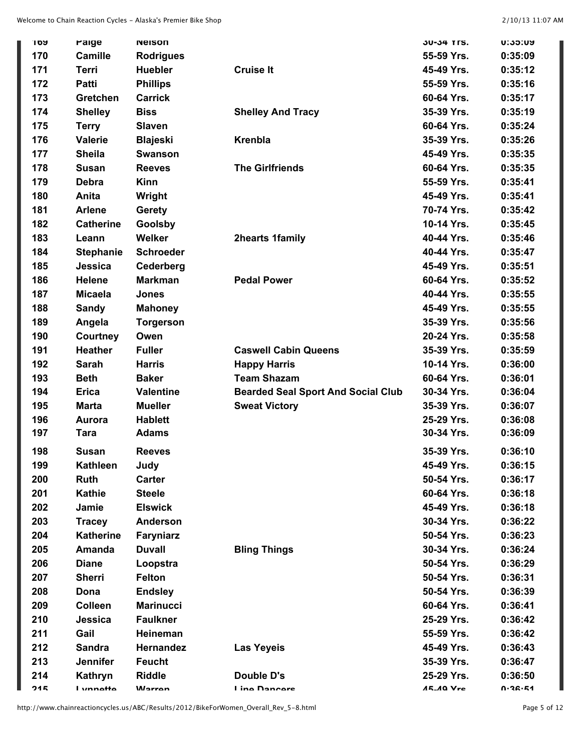| 169 | Paige | Nelson | | 30-34 Yrs. | 0:35:09 |
|---|---|---|---|---|---|
| 170 | Camille | Rodrigues | | 55-59 Yrs. | 0:35:09 |
| 171 | Terri | Huebler | Cruise It | 45-49 Yrs. | 0:35:12 |
| 172 | Patti | Phillips | | 55-59 Yrs. | 0:35:16 |
| 173 | Gretchen | Carrick | | 60-64 Yrs. | 0:35:17 |
| 174 | Shelley | Biss | Shelley And Tracy | 35-39 Yrs. | 0:35:19 |
| 175 | Terry | Slaven | | 60-64 Yrs. | 0:35:24 |
| 176 | Valerie | Blajeski | Krenbla | 35-39 Yrs. | 0:35:26 |
| 177 | Sheila | Swanson | | 45-49 Yrs. | 0:35:35 |
| 178 | Susan | Reeves | The Girlfriends | 60-64 Yrs. | 0:35:35 |
| 179 | Debra | Kinn | | 55-59 Yrs. | 0:35:41 |
| 180 | Anita | Wright | | 45-49 Yrs. | 0:35:41 |
| 181 | Arlene | Gerety | | 70-74 Yrs. | 0:35:42 |
| 182 | Catherine | Goolsby | | 10-14 Yrs. | 0:35:45 |
| 183 | Leann | Welker | 2hearts 1family | 40-44 Yrs. | 0:35:46 |
| 184 | Stephanie | Schroeder | | 40-44 Yrs. | 0:35:47 |
| 185 | Jessica | Cederberg | | 45-49 Yrs. | 0:35:51 |
| 186 | Helene | Markman | Pedal Power | 60-64 Yrs. | 0:35:52 |
| 187 | Micaela | Jones | | 40-44 Yrs. | 0:35:55 |
| 188 | Sandy | Mahoney | | 45-49 Yrs. | 0:35:55 |
| 189 | Angela | Torgerson | | 35-39 Yrs. | 0:35:56 |
| 190 | Courtney | Owen | | 20-24 Yrs. | 0:35:58 |
| 191 | Heather | Fuller | Caswell Cabin Queens | 35-39 Yrs. | 0:35:59 |
| 192 | Sarah | Harris | Happy Harris | 10-14 Yrs. | 0:36:00 |
| 193 | Beth | Baker | Team Shazam | 60-64 Yrs. | 0:36:01 |
| 194 | Erica | Valentine | Bearded Seal Sport And Social Club | 30-34 Yrs. | 0:36:04 |
| 195 | Marta | Mueller | Sweat Victory | 35-39 Yrs. | 0:36:07 |
| 196 | Aurora | Hablett | | 25-29 Yrs. | 0:36:08 |
| 197 | Tara | Adams | | 30-34 Yrs. | 0:36:09 |
| 198 | Susan | Reeves | | 35-39 Yrs. | 0:36:10 |
| 199 | Kathleen | Judy | | 45-49 Yrs. | 0:36:15 |
| 200 | Ruth | Carter | | 50-54 Yrs. | 0:36:17 |
| 201 | Kathie | Steele | | 60-64 Yrs. | 0:36:18 |
| 202 | Jamie | Elswick | | 45-49 Yrs. | 0:36:18 |
| 203 | Tracey | Anderson | | 30-34 Yrs. | 0:36:22 |
| 204 | Katherine | Faryniarz | | 50-54 Yrs. | 0:36:23 |
| 205 | Amanda | Duvall | Bling Things | 30-34 Yrs. | 0:36:24 |
| 206 | Diane | Loopstra | | 50-54 Yrs. | 0:36:29 |
| 207 | Sherri | Felton | | 50-54 Yrs. | 0:36:31 |
| 208 | Dona | Endsley | | 50-54 Yrs. | 0:36:39 |
| 209 | Colleen | Marinucci | | 60-64 Yrs. | 0:36:41 |
| 210 | Jessica | Faulkner | | 25-29 Yrs. | 0:36:42 |
| 211 | Gail | Heineman | | 55-59 Yrs. | 0:36:42 |
| 212 | Sandra | Hernandez | Las Yeyeis | 45-49 Yrs. | 0:36:43 |
| 213 | Jennifer | Feucht | | 35-39 Yrs. | 0:36:47 |
| 214 | Kathryn | Riddle | Double D's | 25-29 Yrs. | 0:36:50 |
| 215 | Lynnette | Warren | Line Dancers | 45-49 Yrs. | 0:36:51 |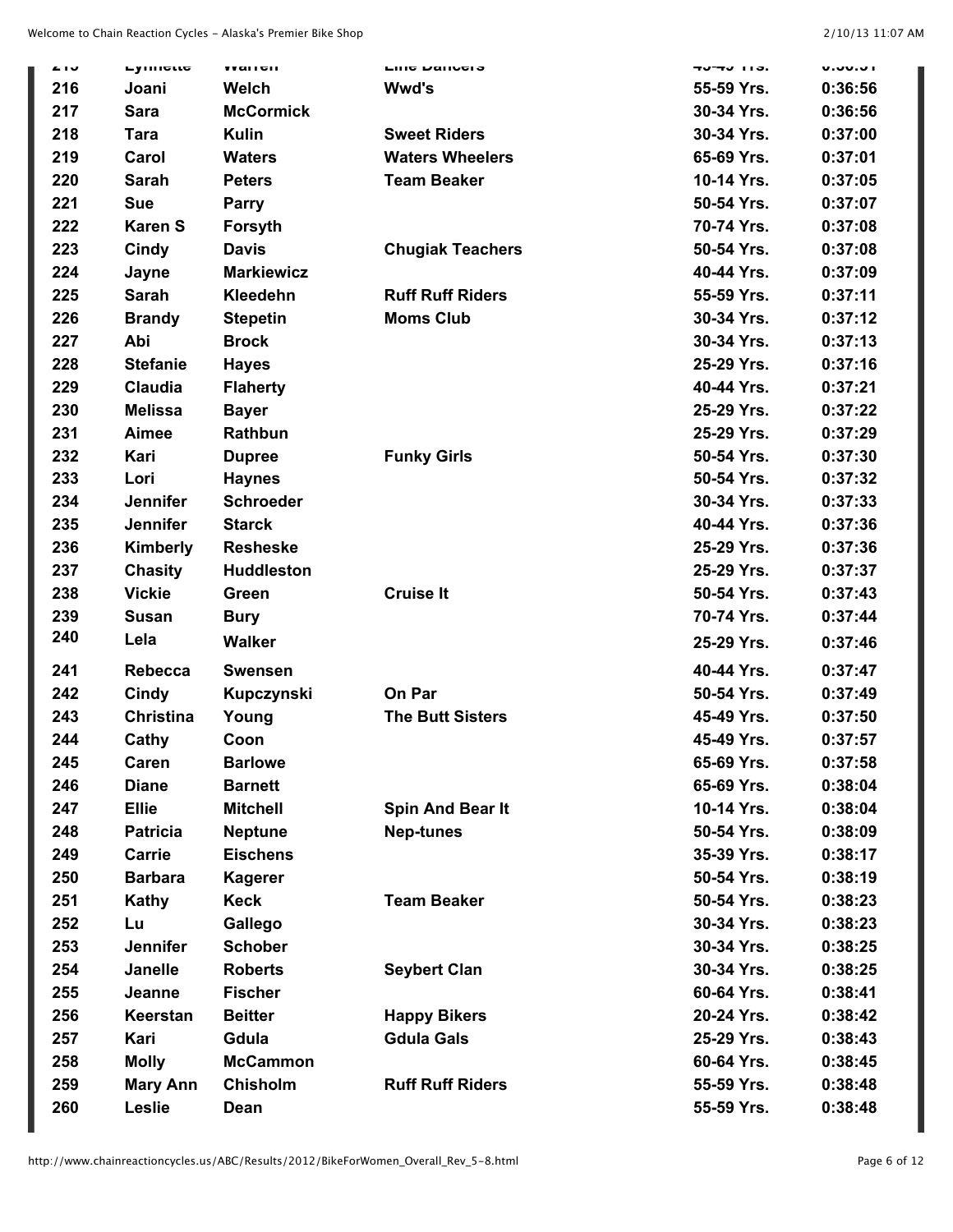| 215 | Lynnette | Warren | Line Dancers | 45-49 Yrs. | 0:36:51 |
|---|---|---|---|---|---|
| 216 | Joani | Welch | Wwd's | 55-59 Yrs. | 0:36:56 |
| 217 | Sara | McCormick | | 30-34 Yrs. | 0:36:56 |
| 218 | Tara | Kulin | Sweet Riders | 30-34 Yrs. | 0:37:00 |
| 219 | Carol | Waters | Waters Wheelers | 65-69 Yrs. | 0:37:01 |
| 220 | Sarah | Peters | Team Beaker | 10-14 Yrs. | 0:37:05 |
| 221 | Sue | Parry | | 50-54 Yrs. | 0:37:07 |
| 222 | Karen S | Forsyth | | 70-74 Yrs. | 0:37:08 |
| 223 | Cindy | Davis | Chugiak Teachers | 50-54 Yrs. | 0:37:08 |
| 224 | Jayne | Markiewicz | | 40-44 Yrs. | 0:37:09 |
| 225 | Sarah | Kleedehn | Ruff Ruff Riders | 55-59 Yrs. | 0:37:11 |
| 226 | Brandy | Stepetin | Moms Club | 30-34 Yrs. | 0:37:12 |
| 227 | Abi | Brock | | 30-34 Yrs. | 0:37:13 |
| 228 | Stefanie | Hayes | | 25-29 Yrs. | 0:37:16 |
| 229 | Claudia | Flaherty | | 40-44 Yrs. | 0:37:21 |
| 230 | Melissa | Bayer | | 25-29 Yrs. | 0:37:22 |
| 231 | Aimee | Rathbun | | 25-29 Yrs. | 0:37:29 |
| 232 | Kari | Dupree | Funky Girls | 50-54 Yrs. | 0:37:30 |
| 233 | Lori | Haynes | | 50-54 Yrs. | 0:37:32 |
| 234 | Jennifer | Schroeder | | 30-34 Yrs. | 0:37:33 |
| 235 | Jennifer | Starck | | 40-44 Yrs. | 0:37:36 |
| 236 | Kimberly | Resheske | | 25-29 Yrs. | 0:37:36 |
| 237 | Chasity | Huddleston | | 25-29 Yrs. | 0:37:37 |
| 238 | Vickie | Green | Cruise It | 50-54 Yrs. | 0:37:43 |
| 239 | Susan | Bury | | 70-74 Yrs. | 0:37:44 |
| 240 | Lela | Walker | | 25-29 Yrs. | 0:37:46 |
| 241 | Rebecca | Swensen | | 40-44 Yrs. | 0:37:47 |
| 242 | Cindy | Kupczynski | On Par | 50-54 Yrs. | 0:37:49 |
| 243 | Christina | Young | The Butt Sisters | 45-49 Yrs. | 0:37:50 |
| 244 | Cathy | Coon | | 45-49 Yrs. | 0:37:57 |
| 245 | Caren | Barlowe | | 65-69 Yrs. | 0:37:58 |
| 246 | Diane | Barnett | | 65-69 Yrs. | 0:38:04 |
| 247 | Ellie | Mitchell | Spin And Bear It | 10-14 Yrs. | 0:38:04 |
| 248 | Patricia | Neptune | Nep-tunes | 50-54 Yrs. | 0:38:09 |
| 249 | Carrie | Eischens | | 35-39 Yrs. | 0:38:17 |
| 250 | Barbara | Kagerer | | 50-54 Yrs. | 0:38:19 |
| 251 | Kathy | Keck | Team Beaker | 50-54 Yrs. | 0:38:23 |
| 252 | Lu | Gallego | | 30-34 Yrs. | 0:38:23 |
| 253 | Jennifer | Schober | | 30-34 Yrs. | 0:38:25 |
| 254 | Janelle | Roberts | Seybert Clan | 30-34 Yrs. | 0:38:25 |
| 255 | Jeanne | Fischer | | 60-64 Yrs. | 0:38:41 |
| 256 | Keerstan | Beitter | Happy Bikers | 20-24 Yrs. | 0:38:42 |
| 257 | Kari | Gdula | Gdula Gals | 25-29 Yrs. | 0:38:43 |
| 258 | Molly | McCammon | | 60-64 Yrs. | 0:38:45 |
| 259 | Mary Ann | Chisholm | Ruff Ruff Riders | 55-59 Yrs. | 0:38:48 |
| 260 | Leslie | Dean | | 55-59 Yrs. | 0:38:48 |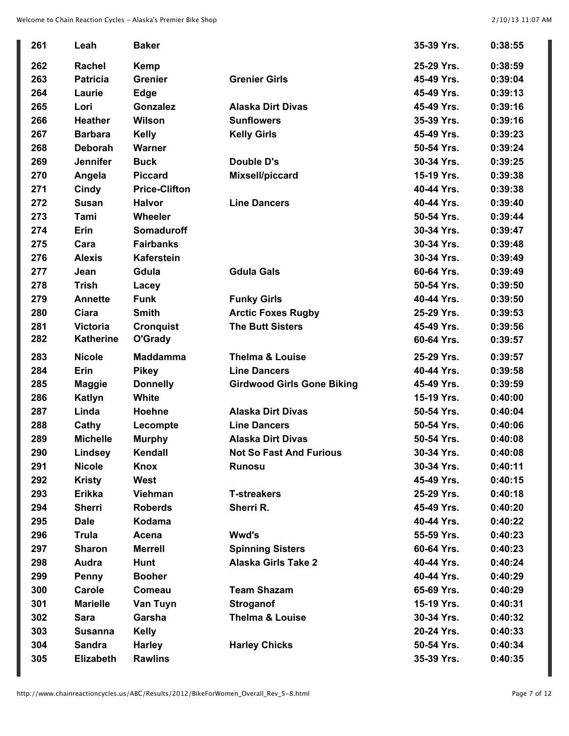| 261 | Leah | Baker | | 35-39 Yrs. | 0:38:55 |
|---|---|---|---|---|---|
| 262 | Rachel | Kemp | | 25-29 Yrs. | 0:38:59 |
| 263 | Patricia | Grenier | Grenier Girls | 45-49 Yrs. | 0:39:04 |
| 264 | Laurie | Edge | | 45-49 Yrs. | 0:39:13 |
| 265 | Lori | Gonzalez | Alaska Dirt Divas | 45-49 Yrs. | 0:39:16 |
| 266 | Heather | Wilson | Sunflowers | 35-39 Yrs. | 0:39:16 |
| 267 | Barbara | Kelly | Kelly Girls | 45-49 Yrs. | 0:39:23 |
| 268 | Deborah | Warner | | 50-54 Yrs. | 0:39:24 |
| 269 | Jennifer | Buck | Double D's | 30-34 Yrs. | 0:39:25 |
| 270 | Angela | Piccard | Mixsell/piccard | 15-19 Yrs. | 0:39:38 |
| 271 | Cindy | Price-Clifton | | 40-44 Yrs. | 0:39:38 |
| 272 | Susan | Halvor | Line Dancers | 40-44 Yrs. | 0:39:40 |
| 273 | Tami | Wheeler | | 50-54 Yrs. | 0:39:44 |
| 274 | Erin | Somaduroff | | 30-34 Yrs. | 0:39:47 |
| 275 | Cara | Fairbanks | | 30-34 Yrs. | 0:39:48 |
| 276 | Alexis | Kaferstein | | 30-34 Yrs. | 0:39:49 |
| 277 | Jean | Gdula | Gdula Gals | 60-64 Yrs. | 0:39:49 |
| 278 | Trish | Lacey | | 50-54 Yrs. | 0:39:50 |
| 279 | Annette | Funk | Funky Girls | 40-44 Yrs. | 0:39:50 |
| 280 | Ciara | Smith | Arctic Foxes Rugby | 25-29 Yrs. | 0:39:53 |
| 281 | Victoria | Cronquist | The Butt Sisters | 45-49 Yrs. | 0:39:56 |
| 282 | Katherine | O'Grady | | 60-64 Yrs. | 0:39:57 |
| 283 | Nicole | Maddamma | Thelma & Louise | 25-29 Yrs. | 0:39:57 |
| 284 | Erin | Pikey | Line Dancers | 40-44 Yrs. | 0:39:58 |
| 285 | Maggie | Donnelly | Girdwood Girls Gone Biking | 45-49 Yrs. | 0:39:59 |
| 286 | Katlyn | White | | 15-19 Yrs. | 0:40:00 |
| 287 | Linda | Hoehne | Alaska Dirt Divas | 50-54 Yrs. | 0:40:04 |
| 288 | Cathy | Lecompte | Line Dancers | 50-54 Yrs. | 0:40:06 |
| 289 | Michelle | Murphy | Alaska Dirt Divas | 50-54 Yrs. | 0:40:08 |
| 290 | Lindsey | Kendall | Not So Fast And Furious | 30-34 Yrs. | 0:40:08 |
| 291 | Nicole | Knox | Runosu | 30-34 Yrs. | 0:40:11 |
| 292 | Kristy | West | | 45-49 Yrs. | 0:40:15 |
| 293 | Erikka | Viehman | T-streakers | 25-29 Yrs. | 0:40:18 |
| 294 | Sherri | Roberds | Sherri R. | 45-49 Yrs. | 0:40:20 |
| 295 | Dale | Kodama | | 40-44 Yrs. | 0:40:22 |
| 296 | Trula | Acena | Wwd's | 55-59 Yrs. | 0:40:23 |
| 297 | Sharon | Merrell | Spinning Sisters | 60-64 Yrs. | 0:40:23 |
| 298 | Audra | Hunt | Alaska Girls Take 2 | 40-44 Yrs. | 0:40:24 |
| 299 | Penny | Booher | | 40-44 Yrs. | 0:40:29 |
| 300 | Carole | Comeau | Team Shazam | 65-69 Yrs. | 0:40:29 |
| 301 | Marielle | Van Tuyn | Stroganof | 15-19 Yrs. | 0:40:31 |
| 302 | Sara | Garsha | Thelma & Louise | 30-34 Yrs. | 0:40:32 |
| 303 | Susanna | Kelly | | 20-24 Yrs. | 0:40:33 |
| 304 | Sandra | Harley | Harley Chicks | 50-54 Yrs. | 0:40:34 |
| 305 | Elizabeth | Rawlins | | 35-39 Yrs. | 0:40:35 |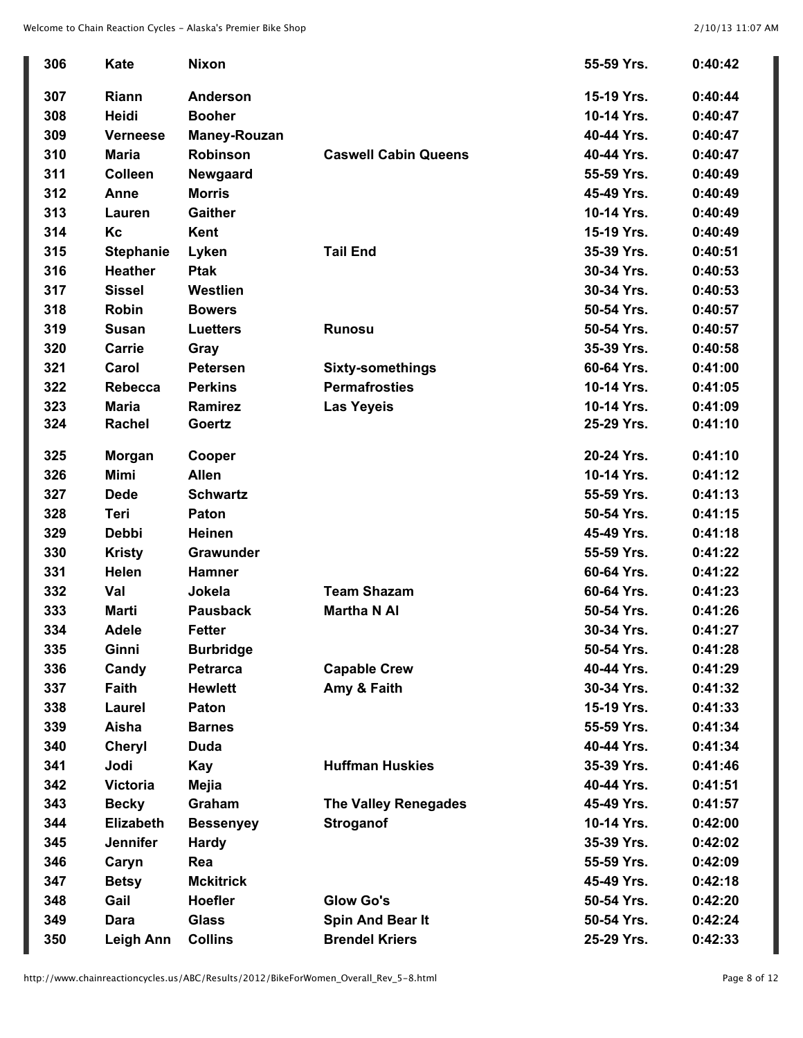| | | | | | |
|---|---|---|---|---|---|
| 306 | Kate | Nixon | | 55-59 Yrs. | 0:40:42 |
| 307 | Riann | Anderson | | 15-19 Yrs. | 0:40:44 |
| 308 | Heidi | Booher | | 10-14 Yrs. | 0:40:47 |
| 309 | Verneese | Maney-Rouzan | | 40-44 Yrs. | 0:40:47 |
| 310 | Maria | Robinson | Caswell Cabin Queens | 40-44 Yrs. | 0:40:47 |
| 311 | Colleen | Newgaard | | 55-59 Yrs. | 0:40:49 |
| 312 | Anne | Morris | | 45-49 Yrs. | 0:40:49 |
| 313 | Lauren | Gaither | | 10-14 Yrs. | 0:40:49 |
| 314 | Kc | Kent | | 15-19 Yrs. | 0:40:49 |
| 315 | Stephanie | Lyken | Tail End | 35-39 Yrs. | 0:40:51 |
| 316 | Heather | Ptak | | 30-34 Yrs. | 0:40:53 |
| 317 | Sissel | Westlien | | 30-34 Yrs. | 0:40:53 |
| 318 | Robin | Bowers | | 50-54 Yrs. | 0:40:57 |
| 319 | Susan | Luetters | Runosu | 50-54 Yrs. | 0:40:57 |
| 320 | Carrie | Gray | | 35-39 Yrs. | 0:40:58 |
| 321 | Carol | Petersen | Sixty-somethings | 60-64 Yrs. | 0:41:00 |
| 322 | Rebecca | Perkins | Permafrosties | 10-14 Yrs. | 0:41:05 |
| 323 | Maria | Ramirez | Las Yeyeis | 10-14 Yrs. | 0:41:09 |
| 324 | Rachel | Goertz | | 25-29 Yrs. | 0:41:10 |
| 325 | Morgan | Cooper | | 20-24 Yrs. | 0:41:10 |
| 326 | Mimi | Allen | | 10-14 Yrs. | 0:41:12 |
| 327 | Dede | Schwartz | | 55-59 Yrs. | 0:41:13 |
| 328 | Teri | Paton | | 50-54 Yrs. | 0:41:15 |
| 329 | Debbi | Heinen | | 45-49 Yrs. | 0:41:18 |
| 330 | Kristy | Grawunder | | 55-59 Yrs. | 0:41:22 |
| 331 | Helen | Hamner | | 60-64 Yrs. | 0:41:22 |
| 332 | Val | Jokela | Team Shazam | 60-64 Yrs. | 0:41:23 |
| 333 | Marti | Pausback | Martha N Al | 50-54 Yrs. | 0:41:26 |
| 334 | Adele | Fetter | | 30-34 Yrs. | 0:41:27 |
| 335 | Ginni | Burbridge | | 50-54 Yrs. | 0:41:28 |
| 336 | Candy | Petrarca | Capable Crew | 40-44 Yrs. | 0:41:29 |
| 337 | Faith | Hewlett | Amy & Faith | 30-34 Yrs. | 0:41:32 |
| 338 | Laurel | Paton | | 15-19 Yrs. | 0:41:33 |
| 339 | Aisha | Barnes | | 55-59 Yrs. | 0:41:34 |
| 340 | Cheryl | Duda | | 40-44 Yrs. | 0:41:34 |
| 341 | Jodi | Kay | Huffman Huskies | 35-39 Yrs. | 0:41:46 |
| 342 | Victoria | Mejia | | 40-44 Yrs. | 0:41:51 |
| 343 | Becky | Graham | The Valley Renegades | 45-49 Yrs. | 0:41:57 |
| 344 | Elizabeth | Bessenyey | Stroganof | 10-14 Yrs. | 0:42:00 |
| 345 | Jennifer | Hardy | | 35-39 Yrs. | 0:42:02 |
| 346 | Caryn | Rea | | 55-59 Yrs. | 0:42:09 |
| 347 | Betsy | Mckitrick | | 45-49 Yrs. | 0:42:18 |
| 348 | Gail | Hoefler | Glow Go's | 50-54 Yrs. | 0:42:20 |
| 349 | Dara | Glass | Spin And Bear It | 50-54 Yrs. | 0:42:24 |
| 350 | Leigh Ann | Collins | Brendel Kriers | 25-29 Yrs. | 0:42:33 |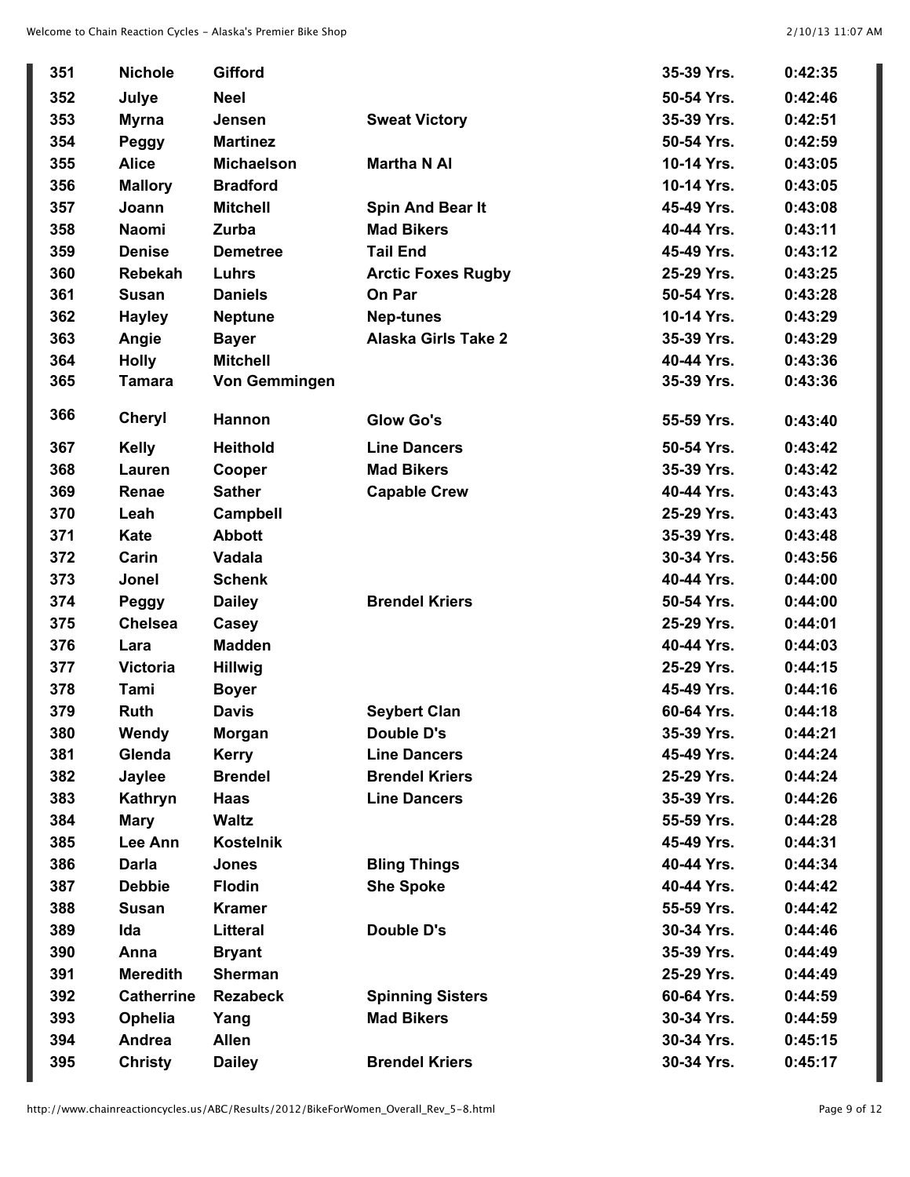| | | | | | |
|---|---|---|---|---|---|
| 351 | Nichole | Gifford | | 35-39 Yrs. | 0:42:35 |
| 352 | Julye | Neel | | 50-54 Yrs. | 0:42:46 |
| 353 | Myrna | Jensen | Sweat Victory | 35-39 Yrs. | 0:42:51 |
| 354 | Peggy | Martinez | | 50-54 Yrs. | 0:42:59 |
| 355 | Alice | Michaelson | Martha N Al | 10-14 Yrs. | 0:43:05 |
| 356 | Mallory | Bradford | | 10-14 Yrs. | 0:43:05 |
| 357 | Joann | Mitchell | Spin And Bear It | 45-49 Yrs. | 0:43:08 |
| 358 | Naomi | Zurba | Mad Bikers | 40-44 Yrs. | 0:43:11 |
| 359 | Denise | Demetree | Tail End | 45-49 Yrs. | 0:43:12 |
| 360 | Rebekah | Luhrs | Arctic Foxes Rugby | 25-29 Yrs. | 0:43:25 |
| 361 | Susan | Daniels | On Par | 50-54 Yrs. | 0:43:28 |
| 362 | Hayley | Neptune | Nep-tunes | 10-14 Yrs. | 0:43:29 |
| 363 | Angie | Bayer | Alaska Girls Take 2 | 35-39 Yrs. | 0:43:29 |
| 364 | Holly | Mitchell | | 40-44 Yrs. | 0:43:36 |
| 365 | Tamara | Von Gemmingen | | 35-39 Yrs. | 0:43:36 |
| 366 | Cheryl | Hannon | Glow Go's | 55-59 Yrs. | 0:43:40 |
| 367 | Kelly | Heithold | Line Dancers | 50-54 Yrs. | 0:43:42 |
| 368 | Lauren | Cooper | Mad Bikers | 35-39 Yrs. | 0:43:42 |
| 369 | Renae | Sather | Capable Crew | 40-44 Yrs. | 0:43:43 |
| 370 | Leah | Campbell | | 25-29 Yrs. | 0:43:43 |
| 371 | Kate | Abbott | | 35-39 Yrs. | 0:43:48 |
| 372 | Carin | Vadala | | 30-34 Yrs. | 0:43:56 |
| 373 | Jonel | Schenk | | 40-44 Yrs. | 0:44:00 |
| 374 | Peggy | Dailey | Brendel Kriers | 50-54 Yrs. | 0:44:00 |
| 375 | Chelsea | Casey | | 25-29 Yrs. | 0:44:01 |
| 376 | Lara | Madden | | 40-44 Yrs. | 0:44:03 |
| 377 | Victoria | Hillwig | | 25-29 Yrs. | 0:44:15 |
| 378 | Tami | Boyer | | 45-49 Yrs. | 0:44:16 |
| 379 | Ruth | Davis | Seybert Clan | 60-64 Yrs. | 0:44:18 |
| 380 | Wendy | Morgan | Double D's | 35-39 Yrs. | 0:44:21 |
| 381 | Glenda | Kerry | Line Dancers | 45-49 Yrs. | 0:44:24 |
| 382 | Jaylee | Brendel | Brendel Kriers | 25-29 Yrs. | 0:44:24 |
| 383 | Kathryn | Haas | Line Dancers | 35-39 Yrs. | 0:44:26 |
| 384 | Mary | Waltz | | 55-59 Yrs. | 0:44:28 |
| 385 | Lee Ann | Kostelnik | | 45-49 Yrs. | 0:44:31 |
| 386 | Darla | Jones | Bling Things | 40-44 Yrs. | 0:44:34 |
| 387 | Debbie | Flodin | She Spoke | 40-44 Yrs. | 0:44:42 |
| 388 | Susan | Kramer | | 55-59 Yrs. | 0:44:42 |
| 389 | Ida | Litteral | Double D's | 30-34 Yrs. | 0:44:46 |
| 390 | Anna | Bryant | | 35-39 Yrs. | 0:44:49 |
| 391 | Meredith | Sherman | | 25-29 Yrs. | 0:44:49 |
| 392 | Catherine | Rezabeck | Spinning Sisters | 60-64 Yrs. | 0:44:59 |
| 393 | Ophelia | Yang | Mad Bikers | 30-34 Yrs. | 0:44:59 |
| 394 | Andrea | Allen | | 30-34 Yrs. | 0:45:15 |
| 395 | Christy | Dailey | Brendel Kriers | 30-34 Yrs. | 0:45:17 |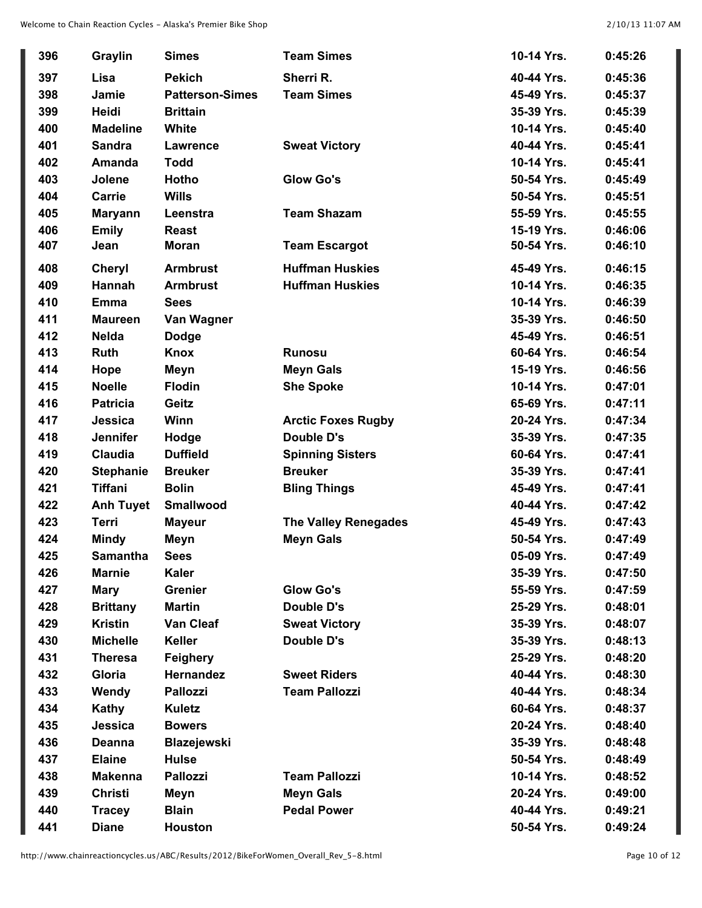| 396 | Graylin | Simes | Team Simes | 10-14 Yrs. | 0:45:26 |
|---|---|---|---|---|---|
| 397 | Lisa | Pekich | Sherri R. | 40-44 Yrs. | 0:45:36 |
| 398 | Jamie | Patterson-Simes | Team Simes | 45-49 Yrs. | 0:45:37 |
| 399 | Heidi | Brittain | | 35-39 Yrs. | 0:45:39 |
| 400 | Madeline | White | | 10-14 Yrs. | 0:45:40 |
| 401 | Sandra | Lawrence | Sweat Victory | 40-44 Yrs. | 0:45:41 |
| 402 | Amanda | Todd | | 10-14 Yrs. | 0:45:41 |
| 403 | Jolene | Hotho | Glow Go's | 50-54 Yrs. | 0:45:49 |
| 404 | Carrie | Wills | | 50-54 Yrs. | 0:45:51 |
| 405 | Maryann | Leenstra | Team Shazam | 55-59 Yrs. | 0:45:55 |
| 406 | Emily | Reast | | 15-19 Yrs. | 0:46:06 |
| 407 | Jean | Moran | Team Escargot | 50-54 Yrs. | 0:46:10 |
| 408 | Cheryl | Armbrust | Huffman Huskies | 45-49 Yrs. | 0:46:15 |
| 409 | Hannah | Armbrust | Huffman Huskies | 10-14 Yrs. | 0:46:35 |
| 410 | Emma | Sees | | 10-14 Yrs. | 0:46:39 |
| 411 | Maureen | Van Wagner | | 35-39 Yrs. | 0:46:50 |
| 412 | Nelda | Dodge | | 45-49 Yrs. | 0:46:51 |
| 413 | Ruth | Knox | Runosu | 60-64 Yrs. | 0:46:54 |
| 414 | Hope | Meyn | Meyn Gals | 15-19 Yrs. | 0:46:56 |
| 415 | Noelle | Flodin | She Spoke | 10-14 Yrs. | 0:47:01 |
| 416 | Patricia | Geitz | | 65-69 Yrs. | 0:47:11 |
| 417 | Jessica | Winn | Arctic Foxes Rugby | 20-24 Yrs. | 0:47:34 |
| 418 | Jennifer | Hodge | Double D's | 35-39 Yrs. | 0:47:35 |
| 419 | Claudia | Duffield | Spinning Sisters | 60-64 Yrs. | 0:47:41 |
| 420 | Stephanie | Breuker | Breuker | 35-39 Yrs. | 0:47:41 |
| 421 | Tiffani | Bolin | Bling Things | 45-49 Yrs. | 0:47:41 |
| 422 | Anh Tuyet | Smallwood | | 40-44 Yrs. | 0:47:42 |
| 423 | Terri | Mayeur | The Valley Renegades | 45-49 Yrs. | 0:47:43 |
| 424 | Mindy | Meyn | Meyn Gals | 50-54 Yrs. | 0:47:49 |
| 425 | Samantha | Sees | | 05-09 Yrs. | 0:47:49 |
| 426 | Marnie | Kaler | | 35-39 Yrs. | 0:47:50 |
| 427 | Mary | Grenier | Glow Go's | 55-59 Yrs. | 0:47:59 |
| 428 | Brittany | Martin | Double D's | 25-29 Yrs. | 0:48:01 |
| 429 | Kristin | Van Cleaf | Sweat Victory | 35-39 Yrs. | 0:48:07 |
| 430 | Michelle | Keller | Double D's | 35-39 Yrs. | 0:48:13 |
| 431 | Theresa | Feighery | | 25-29 Yrs. | 0:48:20 |
| 432 | Gloria | Hernandez | Sweet Riders | 40-44 Yrs. | 0:48:30 |
| 433 | Wendy | Pallozzi | Team Pallozzi | 40-44 Yrs. | 0:48:34 |
| 434 | Kathy | Kuletz | | 60-64 Yrs. | 0:48:37 |
| 435 | Jessica | Bowers | | 20-24 Yrs. | 0:48:40 |
| 436 | Deanna | Blazejewski | | 35-39 Yrs. | 0:48:48 |
| 437 | Elaine | Hulse | | 50-54 Yrs. | 0:48:49 |
| 438 | Makenna | Pallozzi | Team Pallozzi | 10-14 Yrs. | 0:48:52 |
| 439 | Christi | Meyn | Meyn Gals | 20-24 Yrs. | 0:49:00 |
| 440 | Tracey | Blain | Pedal Power | 40-44 Yrs. | 0:49:21 |
| 441 | Diane | Houston | | 50-54 Yrs. | 0:49:24 |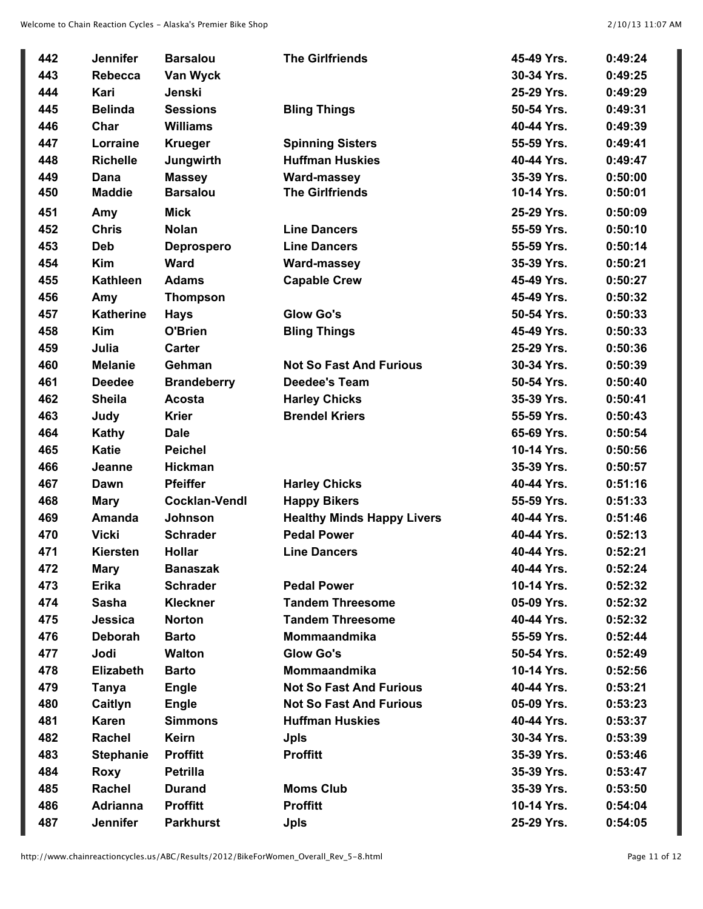| 442 | Jennifer | Barsalou | The Girlfriends | 45-49 Yrs. | 0:49:24 |
|---|---|---|---|---|---|
| 443 | Rebecca | Van Wyck | | 30-34 Yrs. | 0:49:25 |
| 444 | Kari | Jenski | | 25-29 Yrs. | 0:49:29 |
| 445 | Belinda | Sessions | Bling Things | 50-54 Yrs. | 0:49:31 |
| 446 | Char | Williams | | 40-44 Yrs. | 0:49:39 |
| 447 | Lorraine | Krueger | Spinning Sisters | 55-59 Yrs. | 0:49:41 |
| 448 | Richelle | Jungwirth | Huffman Huskies | 40-44 Yrs. | 0:49:47 |
| 449 | Dana | Massey | Ward-massey | 35-39 Yrs. | 0:50:00 |
| 450 | Maddie | Barsalou | The Girlfriends | 10-14 Yrs. | 0:50:01 |
| 451 | Amy | Mick | | 25-29 Yrs. | 0:50:09 |
| 452 | Chris | Nolan | Line Dancers | 55-59 Yrs. | 0:50:10 |
| 453 | Deb | Deprospero | Line Dancers | 55-59 Yrs. | 0:50:14 |
| 454 | Kim | Ward | Ward-massey | 35-39 Yrs. | 0:50:21 |
| 455 | Kathleen | Adams | Capable Crew | 45-49 Yrs. | 0:50:27 |
| 456 | Amy | Thompson | | 45-49 Yrs. | 0:50:32 |
| 457 | Katherine | Hays | Glow Go's | 50-54 Yrs. | 0:50:33 |
| 458 | Kim | O'Brien | Bling Things | 45-49 Yrs. | 0:50:33 |
| 459 | Julia | Carter | | 25-29 Yrs. | 0:50:36 |
| 460 | Melanie | Gehman | Not So Fast And Furious | 30-34 Yrs. | 0:50:39 |
| 461 | Deedee | Brandeberry | Deedee's Team | 50-54 Yrs. | 0:50:40 |
| 462 | Sheila | Acosta | Harley Chicks | 35-39 Yrs. | 0:50:41 |
| 463 | Judy | Krier | Brendel Kriers | 55-59 Yrs. | 0:50:43 |
| 464 | Kathy | Dale | | 65-69 Yrs. | 0:50:54 |
| 465 | Katie | Peichel | | 10-14 Yrs. | 0:50:56 |
| 466 | Jeanne | Hickman | | 35-39 Yrs. | 0:50:57 |
| 467 | Dawn | Pfeiffer | Harley Chicks | 40-44 Yrs. | 0:51:16 |
| 468 | Mary | Cocklan-Vendl | Happy Bikers | 55-59 Yrs. | 0:51:33 |
| 469 | Amanda | Johnson | Healthy Minds Happy Livers | 40-44 Yrs. | 0:51:46 |
| 470 | Vicki | Schrader | Pedal Power | 40-44 Yrs. | 0:52:13 |
| 471 | Kiersten | Hollar | Line Dancers | 40-44 Yrs. | 0:52:21 |
| 472 | Mary | Banaszak | | 40-44 Yrs. | 0:52:24 |
| 473 | Erika | Schrader | Pedal Power | 10-14 Yrs. | 0:52:32 |
| 474 | Sasha | Kleckner | Tandem Threesome | 05-09 Yrs. | 0:52:32 |
| 475 | Jessica | Norton | Tandem Threesome | 40-44 Yrs. | 0:52:32 |
| 476 | Deborah | Barto | Mommaandmika | 55-59 Yrs. | 0:52:44 |
| 477 | Jodi | Walton | Glow Go's | 50-54 Yrs. | 0:52:49 |
| 478 | Elizabeth | Barto | Mommaandmika | 10-14 Yrs. | 0:52:56 |
| 479 | Tanya | Engle | Not So Fast And Furious | 40-44 Yrs. | 0:53:21 |
| 480 | Caitlyn | Engle | Not So Fast And Furious | 05-09 Yrs. | 0:53:23 |
| 481 | Karen | Simmons | Huffman Huskies | 40-44 Yrs. | 0:53:37 |
| 482 | Rachel | Keirn | Jpls | 30-34 Yrs. | 0:53:39 |
| 483 | Stephanie | Proffitt | Proffitt | 35-39 Yrs. | 0:53:46 |
| 484 | Roxy | Petrilla | | 35-39 Yrs. | 0:53:47 |
| 485 | Rachel | Durand | Moms Club | 35-39 Yrs. | 0:53:50 |
| 486 | Adrianna | Proffitt | Proffitt | 10-14 Yrs. | 0:54:04 |
| 487 | Jennifer | Parkhurst | Jpls | 25-29 Yrs. | 0:54:05 |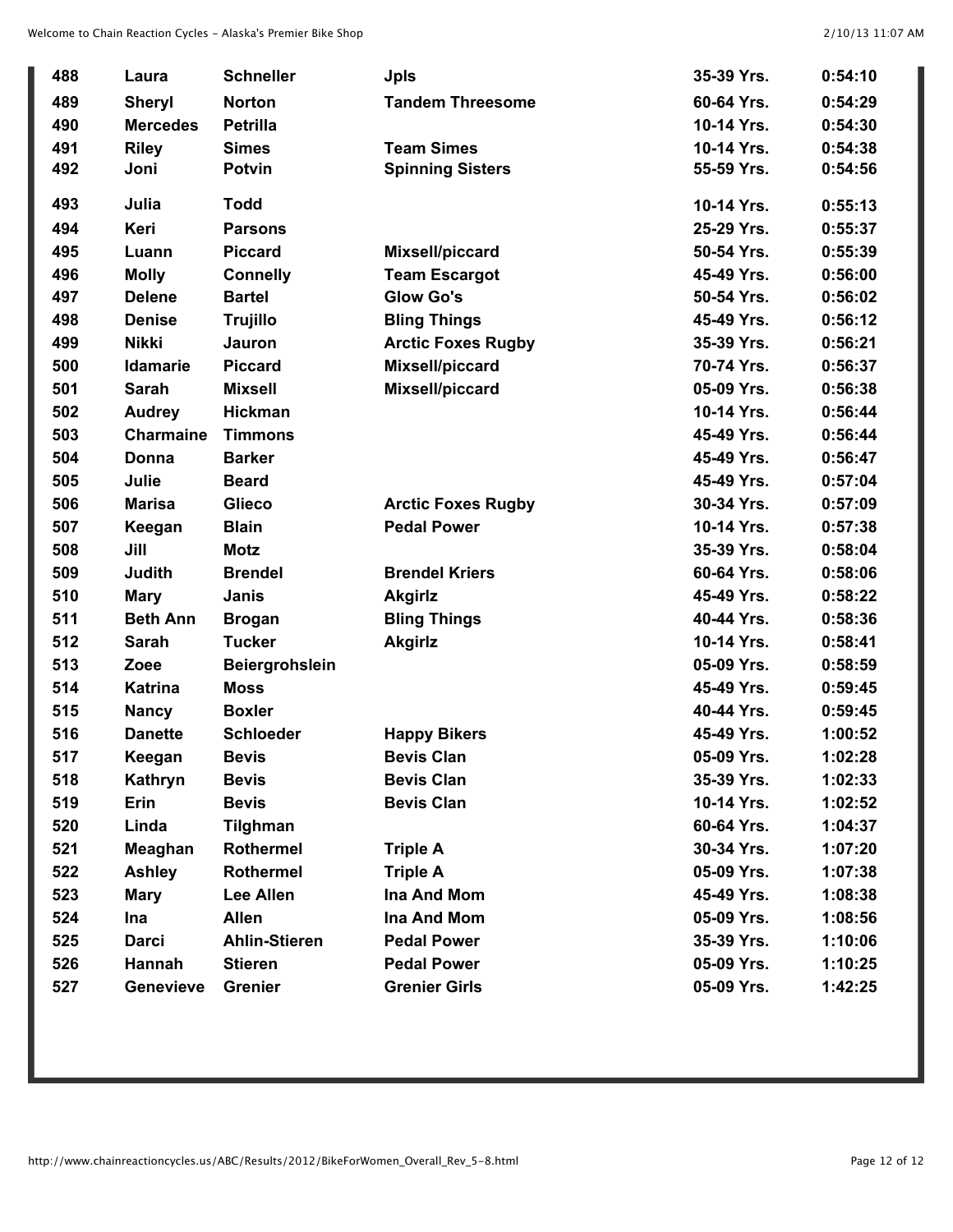| | | | | | |
|---|---|---|---|---|---|
| **488** | **Laura** | **Schneller** | **Jpls** | **35-39 Yrs.** | **0:54:10** |
| **489** | **Sheryl** | **Norton** | **Tandem Threesome** | **60-64 Yrs.** | **0:54:29** |
| **490** | **Mercedes** | **Petrilla** | | **10-14 Yrs.** | **0:54:30** |
| **491** | **Riley** | **Simes** | **Team Simes** | **10-14 Yrs.** | **0:54:38** |
| **492** | **Joni** | **Potvin** | **Spinning Sisters** | **55-59 Yrs.** | **0:54:56** |
| **493** | **Julia** | **Todd** | | **10-14 Yrs.** | **0:55:13** |
| **494** | **Keri** | **Parsons** | | **25-29 Yrs.** | **0:55:37** |
| **495** | **Luann** | **Piccard** | **Mixsell/piccard** | **50-54 Yrs.** | **0:55:39** |
| **496** | **Molly** | **Connelly** | **Team Escargot** | **45-49 Yrs.** | **0:56:00** |
| **497** | **Delene** | **Bartel** | **Glow Go's** | **50-54 Yrs.** | **0:56:02** |
| **498** | **Denise** | **Trujillo** | **Bling Things** | **45-49 Yrs.** | **0:56:12** |
| **499** | **Nikki** | **Jauron** | **Arctic Foxes Rugby** | **35-39 Yrs.** | **0:56:21** |
| **500** | **Idamarie** | **Piccard** | **Mixsell/piccard** | **70-74 Yrs.** | **0:56:37** |
| **501** | **Sarah** | **Mixsell** | **Mixsell/piccard** | **05-09 Yrs.** | **0:56:38** |
| **502** | **Audrey** | **Hickman** | | **10-14 Yrs.** | **0:56:44** |
| **503** | **Charmaine** | **Timmons** | | **45-49 Yrs.** | **0:56:44** |
| **504** | **Donna** | **Barker** | | **45-49 Yrs.** | **0:56:47** |
| **505** | **Julie** | **Beard** | | **45-49 Yrs.** | **0:57:04** |
| **506** | **Marisa** | **Glieco** | **Arctic Foxes Rugby** | **30-34 Yrs.** | **0:57:09** |
| **507** | **Keegan** | **Blain** | **Pedal Power** | **10-14 Yrs.** | **0:57:38** |
| **508** | **Jill** | **Motz** | | **35-39 Yrs.** | **0:58:04** |
| **509** | **Judith** | **Brendel** | **Brendel Kriers** | **60-64 Yrs.** | **0:58:06** |
| **510** | **Mary** | **Janis** | **Akgirlz** | **45-49 Yrs.** | **0:58:22** |
| **511** | **Beth Ann** | **Brogan** | **Bling Things** | **40-44 Yrs.** | **0:58:36** |
| **512** | **Sarah** | **Tucker** | **Akgirlz** | **10-14 Yrs.** | **0:58:41** |
| **513** | **Zoee** | **Beiergrohslein** | | **05-09 Yrs.** | **0:58:59** |
| **514** | **Katrina** | **Moss** | | **45-49 Yrs.** | **0:59:45** |
| **515** | **Nancy** | **Boxler** | | **40-44 Yrs.** | **0:59:45** |
| **516** | **Danette** | **Schloeder** | **Happy Bikers** | **45-49 Yrs.** | **1:00:52** |
| **517** | **Keegan** | **Bevis** | **Bevis Clan** | **05-09 Yrs.** | **1:02:28** |
| **518** | **Kathryn** | **Bevis** | **Bevis Clan** | **35-39 Yrs.** | **1:02:33** |
| **519** | **Erin** | **Bevis** | **Bevis Clan** | **10-14 Yrs.** | **1:02:52** |
| **520** | **Linda** | **Tilghman** | | **60-64 Yrs.** | **1:04:37** |
| **521** | **Meaghan** | **Rothermel** | **Triple A** | **30-34 Yrs.** | **1:07:20** |
| **522** | **Ashley** | **Rothermel** | **Triple A** | **05-09 Yrs.** | **1:07:38** |
| **523** | **Mary** | **Lee Allen** | **Ina And Mom** | **45-49 Yrs.** | **1:08:38** |
| **524** | **Ina** | **Allen** | **Ina And Mom** | **05-09 Yrs.** | **1:08:56** |
| **525** | **Darci** | **Ahlin-Stieren** | **Pedal Power** | **35-39 Yrs.** | **1:10:06** |
| **526** | **Hannah** | **Stieren** | **Pedal Power** | **05-09 Yrs.** | **1:10:25** |
| **527** | **Genevieve** | **Grenier** | **Grenier Girls** | **05-09 Yrs.** | **1:42:25** |